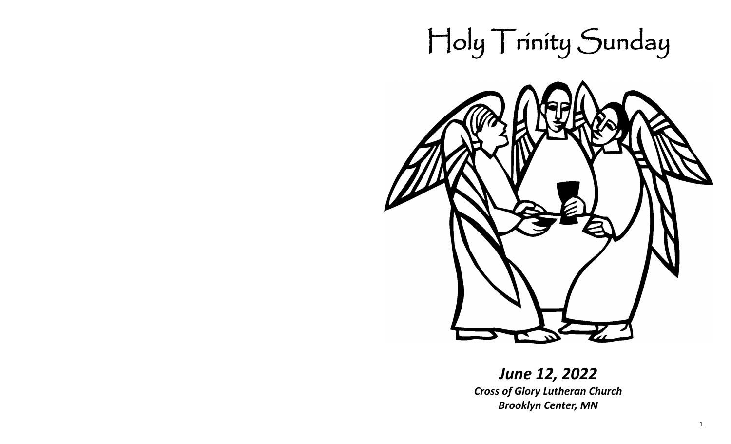# Holy Trinity Sunday

***June 12, 2022***

***Cross of Glory Lutheran Church***

***Brooklyn Center, MN***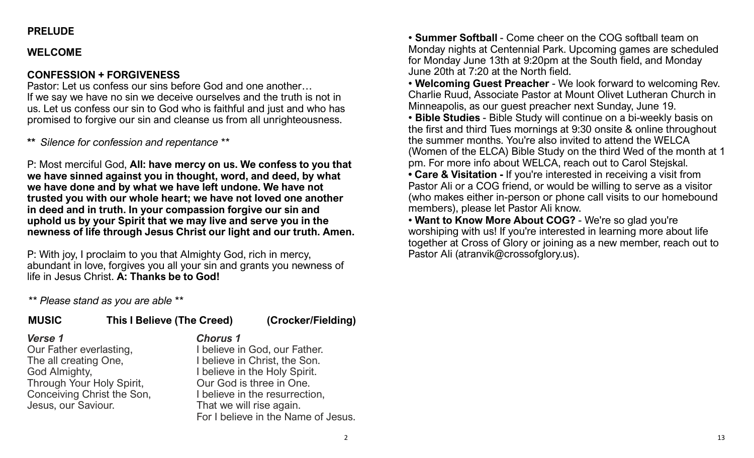**PRELUDE**

**WELCOME**

**CONFESSION + FORGIVENESS**

Pastor: Let us confess our sins before God and one another…
If we say we have no sin we deceive ourselves and the truth is not in us. Let us confess our sin to God who is faithful and just and who has promised to forgive our sin and cleanse us from all unrighteousness.

** *Silence for confession and repentance* **

P: Most merciful God, **All: have mercy on us. We confess to you that we have sinned against you in thought, word, and deed, by what we have done and by what we have left undone. We have not trusted you with our whole heart; we have not loved one another in deed and in truth. In your compassion forgive our sin and uphold us by your Spirit that we may live and serve you in the newness of life through Jesus Christ our light and our truth. Amen.**

P: With joy, I proclaim to you that Almighty God, rich in mercy, abundant in love, forgives you all your sin and grants you newness of life in Jesus Christ. **A: Thanks be to God!**

*** Please stand as you are able ***

**MUSIC This I Believe (The Creed) (Crocker/Fielding)**

***Verse 1***
Our Father everlasting,
The all creating One,
God Almighty,
Through Your Holy Spirit,
Conceiving Christ the Son,
Jesus, our Saviour.

***Chorus 1***
I believe in God, our Father.
I believe in Christ, the Son.
I believe in the Holy Spirit.
Our God is three in One.
I believe in the resurrection,
That we will rise again.
For I believe in the Name of Jesus.

• **Summer Softball** - Come cheer on the COG softball team on Monday nights at Centennial Park. Upcoming games are scheduled for Monday June 13th at 9:20pm at the South field, and Monday June 20th at 7:20 at the North field.

• **Welcoming Guest Preacher** - We look forward to welcoming Rev. Charlie Ruud, Associate Pastor at Mount Olivet Lutheran Church in Minneapolis, as our guest preacher next Sunday, June 19.

• **Bible Studies** - Bible Study will continue on a bi-weekly basis on the first and third Tues mornings at 9:30 onsite & online throughout the summer months. You're also invited to attend the WELCA (Women of the ELCA) Bible Study on the third Wed of the month at 1 pm. For more info about WELCA, reach out to Carol Stejskal.

• **Care & Visitation -** If you're interested in receiving a visit from Pastor Ali or a COG friend, or would be willing to serve as a visitor (who makes either in-person or phone call visits to our homebound members), please let Pastor Ali know.

• **Want to Know More About COG?** - We're so glad you're worshiping with us! If you're interested in learning more about life together at Cross of Glory or joining as a new member, reach out to Pastor Ali (atranvik@crossofglory.us).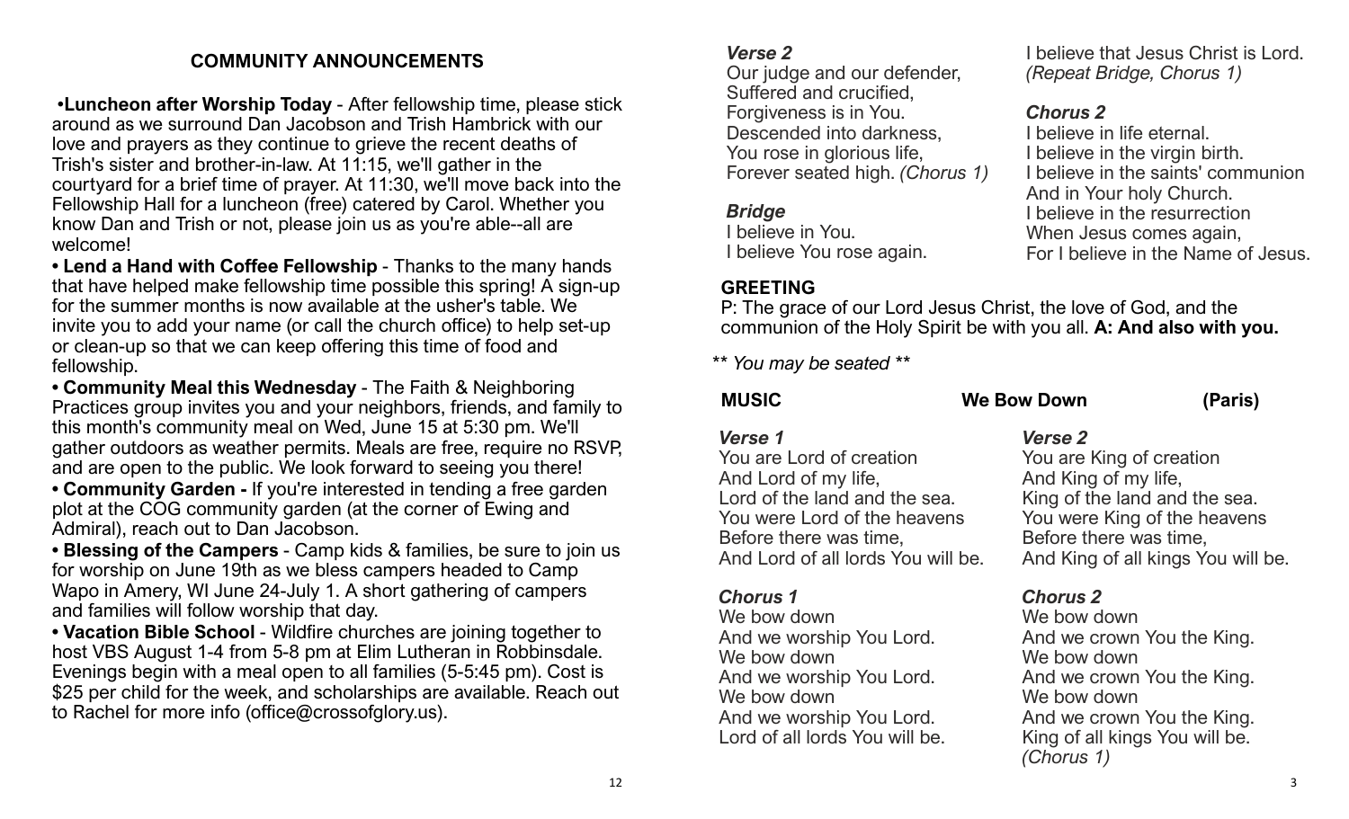## COMMUNITY ANNOUNCEMENTS

- **Luncheon after Worship Today** - After fellowship time, please stick around as we surround Dan Jacobson and Trish Hambrick with our love and prayers as they continue to grieve the recent deaths of Trish's sister and brother-in-law. At 11:15, we'll gather in the courtyard for a brief time of prayer. At 11:30, we'll move back into the Fellowship Hall for a luncheon (free) catered by Carol. Whether you know Dan and Trish or not, please join us as you're able--all are welcome!
- **Lend a Hand with Coffee Fellowship** - Thanks to the many hands that have helped make fellowship time possible this spring! A sign-up for the summer months is now available at the usher's table. We invite you to add your name (or call the church office) to help set-up or clean-up so that we can keep offering this time of food and fellowship.
- **Community Meal this Wednesday** - The Faith & Neighboring Practices group invites you and your neighbors, friends, and family to this month's community meal on Wed, June 15 at 5:30 pm. We'll gather outdoors as weather permits. Meals are free, require no RSVP, and are open to the public. We look forward to seeing you there!
- **Community Garden -** If you're interested in tending a free garden plot at the COG community garden (at the corner of Ewing and Admiral), reach out to Dan Jacobson.
- **Blessing of the Campers** - Camp kids & families, be sure to join us for worship on June 19th as we bless campers headed to Camp Wapo in Amery, WI June 24-July 1. A short gathering of campers and families will follow worship that day.
- **Vacation Bible School** - Wildfire churches are joining together to host VBS August 1-4 from 5-8 pm at Elim Lutheran in Robbinsdale. Evenings begin with a meal open to all families (5-5:45 pm). Cost is $25 per child for the week, and scholarships are available. Reach out to Rachel for more info (office@crossofglory.us).

*Verse 2*
Our judge and our defender,
Suffered and crucified,
Forgiveness is in You.
Descended into darkness,
You rose in glorious life,
Forever seated high. *(Chorus 1)*

*Bridge*
I believe in You.
I believe You rose again.
I believe that Jesus Christ is Lord.
*(Repeat Bridge, Chorus 1)*

*Chorus 2*
I believe in life eternal.
I believe in the virgin birth.
I believe in the saints' communion
And in Your holy Church.
I believe in the resurrection
When Jesus comes again,
For I believe in the Name of Jesus.

**GREETING**

P: The grace of our Lord Jesus Christ, the love of God, and the communion of the Holy Spirit be with you all. **A: And also with you.**

*\*\* You may be seated \*\**

**MUSIC** **We Bow Down** **(Paris)**

*Verse 1*
You are Lord of creation
And Lord of my life,
Lord of the land and the sea.
You were Lord of the heavens
Before there was time,
And Lord of all lords You will be.

*Chorus 1*
We bow down
And we worship You Lord.
We bow down
And we worship You Lord.
We bow down
And we worship You Lord.
Lord of all lords You will be.

*Verse 2*
You are King of creation
And King of my life,
King of the land and the sea.
You were King of the heavens
Before there was time,
And King of all kings You will be.

*Chorus 2*
We bow down
And we crown You the King.
We bow down
And we crown You the King.
We bow down
And we crown You the King.
King of all kings You will be.
*(Chorus 1)*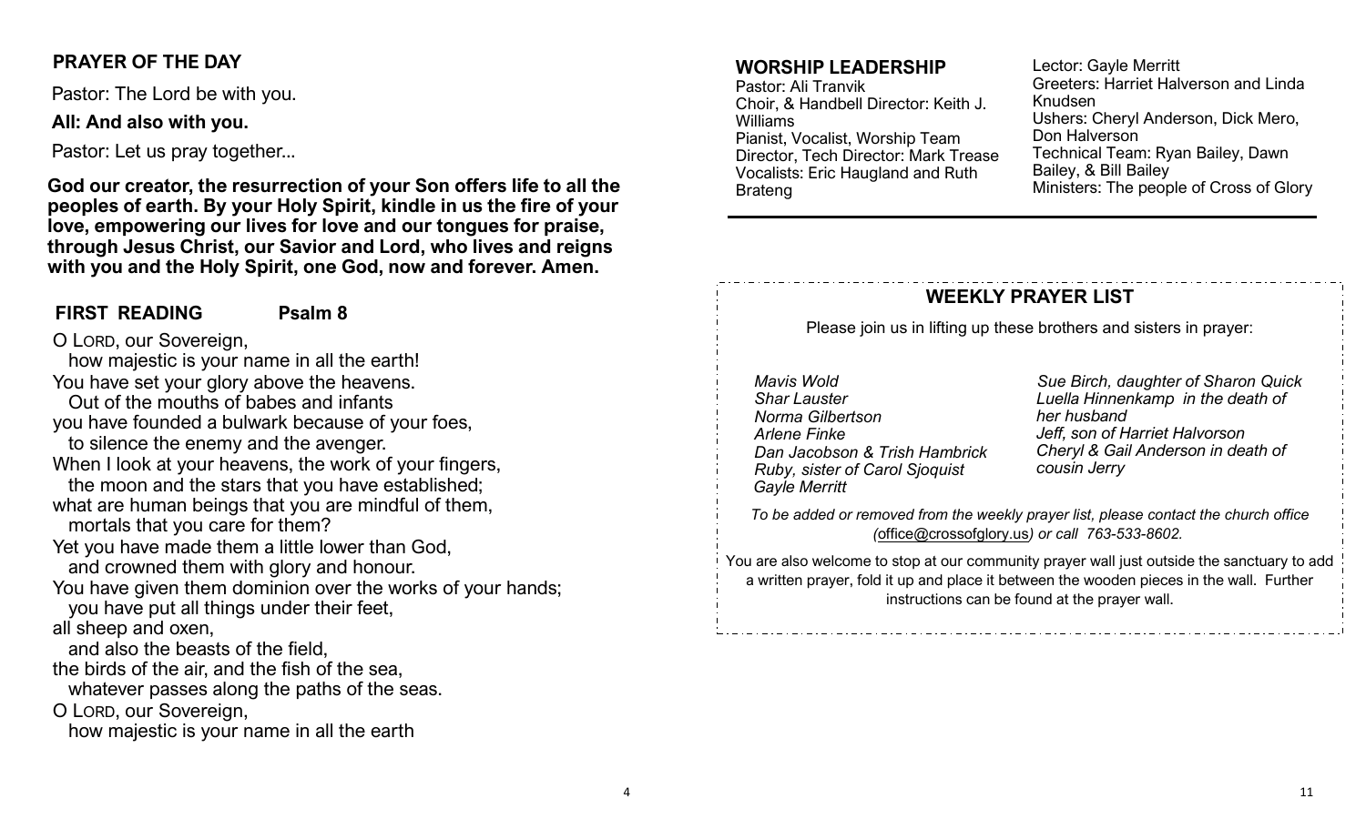## PRAYER OF THE DAY

Pastor: The Lord be with you.

**All: And also with you.**

Pastor: Let us pray together...

**God our creator, the resurrection of your Son offers life to all the peoples of earth. By your Holy Spirit, kindle in us the fire of your love, empowering our lives for love and our tongues for praise, through Jesus Christ, our Savior and Lord, who lives and reigns with you and the Holy Spirit, one God, now and forever. Amen.**

## FIRST READING Psalm 8

O LORD, our Sovereign,
  how majestic is your name in all the earth!
You have set your glory above the heavens.
  Out of the mouths of babes and infants
you have founded a bulwark because of your foes,
  to silence the enemy and the avenger.
When I look at your heavens, the work of your fingers,
  the moon and the stars that you have established;
what are human beings that you are mindful of them,
  mortals that you care for them?
Yet you have made them a little lower than God,
  and crowned them with glory and honour.
You have given them dominion over the works of your hands;
  you have put all things under their feet,
all sheep and oxen,
  and also the beasts of the field,
the birds of the air, and the fish of the sea,
  whatever passes along the paths of the seas.
O LORD, our Sovereign,
  how majestic is your name in all the earth

## WORSHIP LEADERSHIP

Pastor: Ali Tranvik
Choir, & Handbell Director: Keith J. Williams
Pianist, Vocalist, Worship Team Director, Tech Director: Mark Trease
Vocalists: Eric Haugland and Ruth Brateng
Lector: Gayle Merritt
Greeters: Harriet Halverson and Linda Knudsen
Ushers: Cheryl Anderson, Dick Mero, Don Halverson
Technical Team: Ryan Bailey, Dawn Bailey, & Bill Bailey
Ministers: The people of Cross of Glory

## WEEKLY PRAYER LIST

Please join us in lifting up these brothers and sisters in prayer:

*Mavis Wold*
*Shar Lauster*
*Norma Gilbertson*
*Arlene Finke*
*Dan Jacobson & Trish Hambrick*
*Ruby, sister of Carol Sjoquist*
*Gayle Merritt*
*Sue Birch, daughter of Sharon Quick*
*Luella Hinnenkamp in the death of her husband*
*Jeff, son of Harriet Halvorson*
*Cheryl & Gail Anderson in death of cousin Jerry*

*To be added or removed from the weekly prayer list, please contact the church office (office@crossofglory.us) or call 763-533-8602.*

You are also welcome to stop at our community prayer wall just outside the sanctuary to add a written prayer, fold it up and place it between the wooden pieces in the wall. Further instructions can be found at the prayer wall.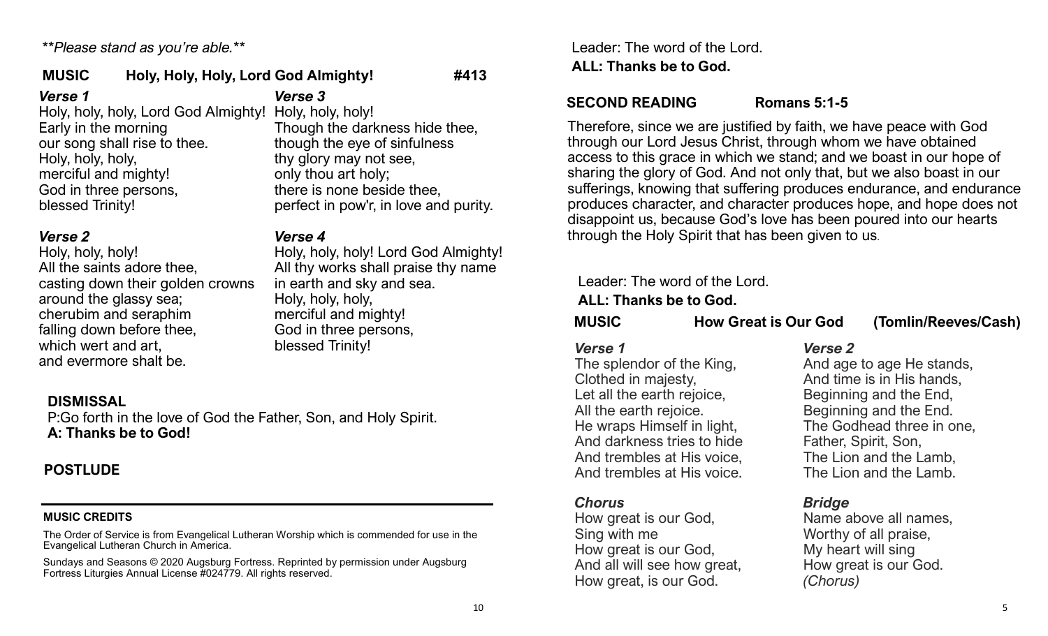*\*\*Please stand as you're able.\*\**

## MUSIC Holy, Holy, Holy, Lord God Almighty! #413

***Verse 1***

Holy, holy, holy, Lord God Almighty!
Early in the morning
our song shall rise to thee.
Holy, holy, holy,
merciful and mighty!
God in three persons,
blessed Trinity!

***Verse 2***

Holy, holy, holy!
All the saints adore thee,
casting down their golden crowns
around the glassy sea;
cherubim and seraphim
falling down before thee,
which wert and art,
and evermore shalt be.

***Verse 3***

Holy, holy, holy!
Though the darkness hide thee,
though the eye of sinfulness
thy glory may not see,
only thou art holy;
there is none beside thee,
perfect in pow'r, in love and purity.

***Verse 4***

Holy, holy, holy! Lord God Almighty!
All thy works shall praise thy name
in earth and sky and sea.
Holy, holy, holy,
merciful and mighty!
God in three persons,
blessed Trinity!

## DISMISSAL

P:Go forth in the love of God the Father, Son, and Holy Spirit.
**A: Thanks be to God!**

## POSTLUDE

---

**MUSIC CREDITS**

The Order of Service is from Evangelical Lutheran Worship which is commended for use in the Evangelical Lutheran Church in America.

Sundays and Seasons © 2020 Augsburg Fortress. Reprinted by permission under Augsburg Fortress Liturgies Annual License #024779. All rights reserved.

Leader: The word of the Lord.
**ALL: Thanks be to God.**

## SECOND READING Romans 5:1-5

Therefore, since we are justified by faith, we have peace with God through our Lord Jesus Christ, through whom we have obtained access to this grace in which we stand; and we boast in our hope of sharing the glory of God. And not only that, but we also boast in our sufferings, knowing that suffering produces endurance, and endurance produces character, and character produces hope, and hope does not disappoint us, because God's love has been poured into our hearts through the Holy Spirit that has been given to us.

Leader: The word of the Lord.
**ALL: Thanks be to God.**

## MUSIC How Great is Our God (Tomlin/Reeves/Cash)

***Verse 1***

The splendor of the King,
Clothed in majesty,
Let all the earth rejoice,
All the earth rejoice.
He wraps Himself in light,
And darkness tries to hide
And trembles at His voice,
And trembles at His voice.

***Chorus***

How great is our God,
Sing with me
How great is our God,
And all will see how great,
How great, is our God.

***Verse 2***

And age to age He stands,
And time is in His hands,
Beginning and the End,
Beginning and the End.
The Godhead three in one,
Father, Spirit, Son,
The Lion and the Lamb,
The Lion and the Lamb.

***Bridge***

Name above all names,
Worthy of all praise,
My heart will sing
How great is our God.
*(Chorus)*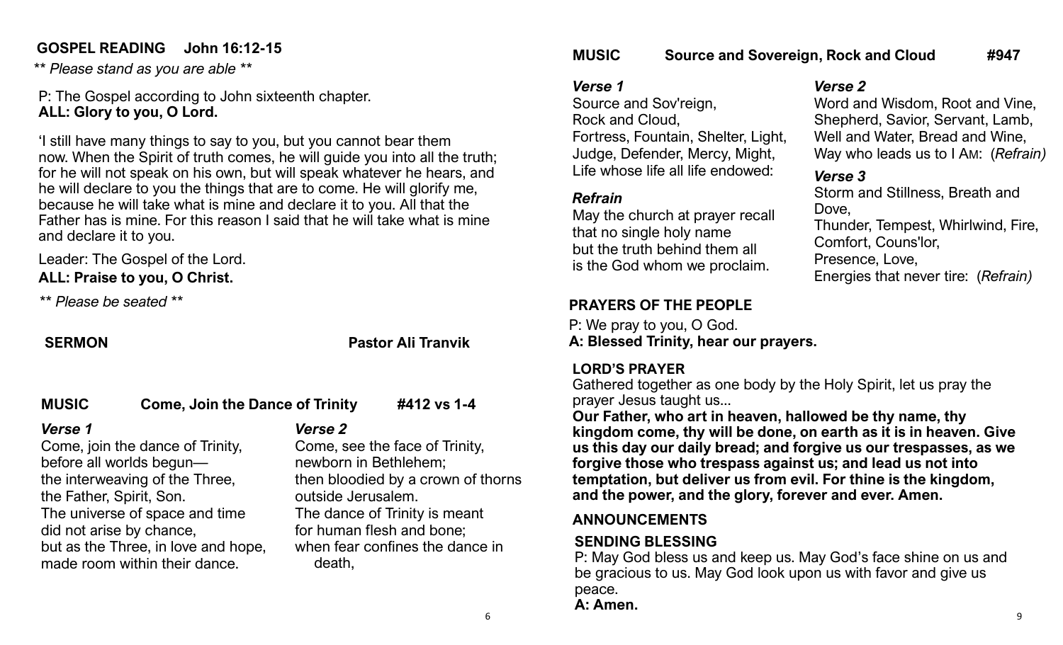## GOSPEL READING John 16:12-15

*\*\* Please stand as you are able \*\**

P: The Gospel according to John sixteenth chapter.
**ALL: Glory to you, O Lord.**

'I still have many things to say to you, but you cannot bear them now. When the Spirit of truth comes, he will guide you into all the truth; for he will not speak on his own, but will speak whatever he hears, and he will declare to you the things that are to come. He will glorify me, because he will take what is mine and declare it to you. All that the Father has is mine. For this reason I said that he will take what is mine and declare it to you.

Leader: The Gospel of the Lord.
**ALL: Praise to you, O Christ.**

*\*\* Please be seated \*\**

## SERMON Pastor Ali Tranvik

## MUSIC Come, Join the Dance of Trinity #412 vs 1-4

***Verse 1***
Come, join the dance of Trinity,
before all worlds begun—
the interweaving of the Three,
the Father, Spirit, Son.
The universe of space and time
did not arise by chance,
but as the Three, in love and hope,
made room within their dance.

***Verse 2***
Come, see the face of Trinity,
newborn in Bethlehem;
then bloodied by a crown of thorns
outside Jerusalem.
The dance of Trinity is meant
for human flesh and bone;
when fear confines the dance in death,

## MUSIC Source and Sovereign, Rock and Cloud #947

***Verse 1***
Source and Sov'reign,
Rock and Cloud,
Fortress, Fountain, Shelter, Light,
Judge, Defender, Mercy, Might,
Life whose life all life endowed:

***Refrain***
May the church at prayer recall
that no single holy name
but the truth behind them all
is the God whom we proclaim.

***Verse 2***
Word and Wisdom, Root and Vine,
Shepherd, Savior, Servant, Lamb,
Well and Water, Bread and Wine,
Way who leads us to I AM: (*Refrain)*

***Verse 3***
Storm and Stillness, Breath and Dove,
Thunder, Tempest, Whirlwind, Fire,
Comfort, Couns'lor,
Presence, Love,
Energies that never tire: (*Refrain)*

## PRAYERS OF THE PEOPLE

P: We pray to you, O God.
**A: Blessed Trinity, hear our prayers.**

## LORD'S PRAYER

Gathered together as one body by the Holy Spirit, let us pray the prayer Jesus taught us...
**Our Father, who art in heaven, hallowed be thy name, thy kingdom come, thy will be done, on earth as it is in heaven. Give us this day our daily bread; and forgive us our trespasses, as we forgive those who trespass against us; and lead us not into temptation, but deliver us from evil. For thine is the kingdom, and the power, and the glory, forever and ever. Amen.**

## ANNOUNCEMENTS

## SENDING BLESSING

P: May God bless us and keep us. May God's face shine on us and be gracious to us. May God look upon us with favor and give us peace.
**A: Amen.**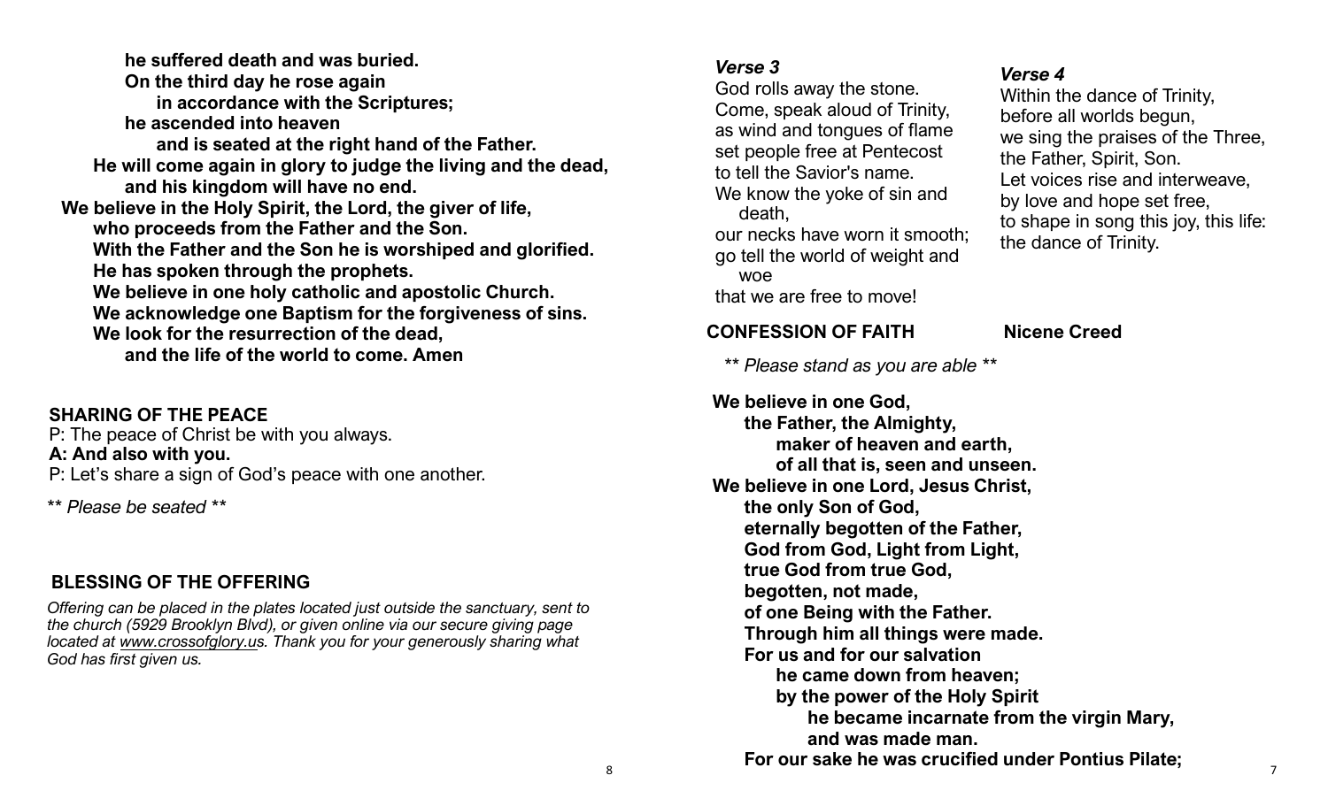*Verse 3*

God rolls away the stone.
Come, speak aloud of Trinity,
as wind and tongues of flame
set people free at Pentecost
to tell the Savior's name.
We know the yoke of sin and death,
our necks have worn it smooth;
go tell the world of weight and woe
that we are free to move!

*Verse 4*

Within the dance of Trinity,
before all worlds begun,
we sing the praises of the Three,
the Father, Spirit, Son.
Let voices rise and interweave,
by love and hope set free,
to shape in song this joy, this life:
the dance of Trinity.

## CONFESSION OF FAITH — Nicene Creed

*\*\* Please stand as you are able \*\**

**We believe in one God,**
**the Father, the Almighty,**
**maker of heaven and earth,**
**of all that is, seen and unseen.**
**We believe in one Lord, Jesus Christ,**
**the only Son of God,**
**eternally begotten of the Father,**
**God from God, Light from Light,**
**true God from true God,**
**begotten, not made,**
**of one Being with the Father.**
**Through him all things were made.**
**For us and for our salvation**
**he came down from heaven;**
**by the power of the Holy Spirit**
**he became incarnate from the virgin Mary,**
**and was made man.**
**For our sake he was crucified under Pontius Pilate;**
**he suffered death and was buried.**
**On the third day he rose again**
**in accordance with the Scriptures;**
**he ascended into heaven**
**and is seated at the right hand of the Father.**
**He will come again in glory to judge the living and the dead,**
**and his kingdom will have no end.**
**We believe in the Holy Spirit, the Lord, the giver of life,**
**who proceeds from the Father and the Son.**
**With the Father and the Son he is worshiped and glorified.**
**He has spoken through the prophets.**
**We believe in one holy catholic and apostolic Church.**
**We acknowledge one Baptism for the forgiveness of sins.**
**We look for the resurrection of the dead,**
**and the life of the world to come. Amen**

## SHARING OF THE PEACE

P: The peace of Christ be with you always.
**A: And also with you.**
P: Let's share a sign of God's peace with one another.

*\*\* Please be seated \*\**

## BLESSING OF THE OFFERING

*Offering can be placed in the plates located just outside the sanctuary, sent to the church (5929 Brooklyn Blvd), or given online via our secure giving page located at www.crossofglory.us. Thank you for your generously sharing what God has first given us.*